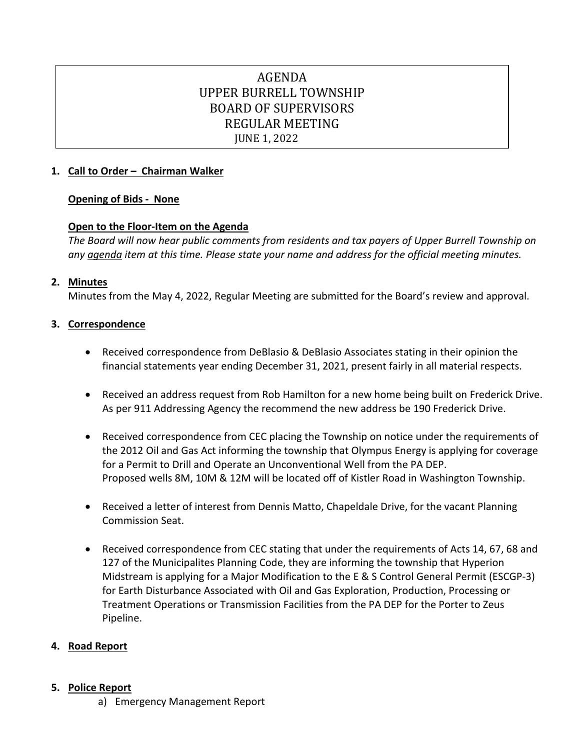# AGENDA
# UPPER BURRELL TOWNSHIP
# BOARD OF SUPERVISORS
# REGULAR MEETING
## JUNE 1, 2022

1. **Call to Order – Chairman Walker**

   **Opening of Bids - None**

   **Open to the Floor-Item on the Agenda**

   *The Board will now hear public comments from residents and tax payers of Upper Burrell Township on any agenda item at this time. Please state your name and address for the official meeting minutes.*

2. **Minutes**

   Minutes from the May 4, 2022, Regular Meeting are submitted for the Board's review and approval.

3. **Correspondence**

   - Received correspondence from DeBlasio & DeBlasio Associates stating in their opinion the financial statements year ending December 31, 2021, present fairly in all material respects.

   - Received an address request from Rob Hamilton for a new home being built on Frederick Drive. As per 911 Addressing Agency the recommend the new address be 190 Frederick Drive.

   - Received correspondence from CEC placing the Township on notice under the requirements of the 2012 Oil and Gas Act informing the township that Olympus Energy is applying for coverage for a Permit to Drill and Operate an Unconventional Well from the PA DEP.
     Proposed wells 8M, 10M & 12M will be located off of Kistler Road in Washington Township.

   - Received a letter of interest from Dennis Matto, Chapeldale Drive, for the vacant Planning Commission Seat.

   - Received correspondence from CEC stating that under the requirements of Acts 14, 67, 68 and 127 of the Municipalites Planning Code, they are informing the township that Hyperion Midstream is applying for a Major Modification to the E & S Control General Permit (ESCGP-3) for Earth Disturbance Associated with Oil and Gas Exploration, Production, Processing or Treatment Operations or Transmission Facilities from the PA DEP for the Porter to Zeus Pipeline.

4. **Road Report**

5. **Police Report**
   a) Emergency Management Report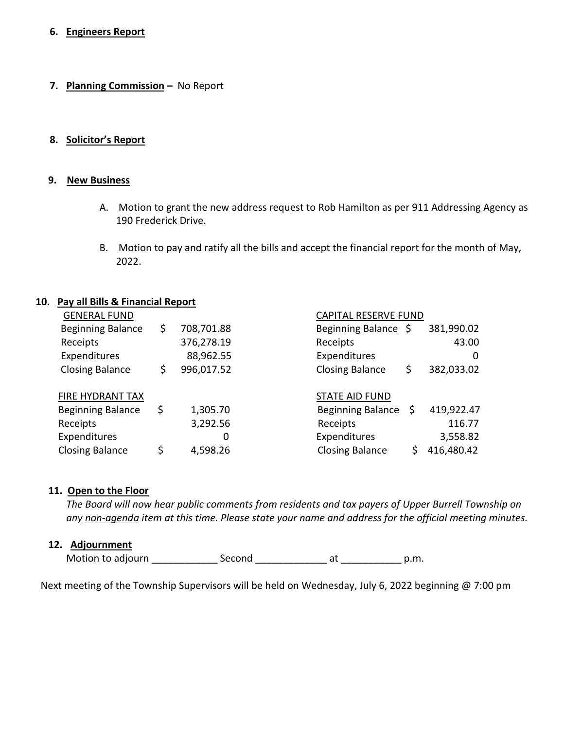6. **Engineers Report**

7. **Planning Commission** – No Report

8. **Solicitor's Report**

9. **New Business**

   A. Motion to grant the new address request to Rob Hamilton as per 911 Addressing Agency as 190 Frederick Drive.

   B. Motion to pay and ratify all the bills and accept the financial report for the month of May, 2022.

10. **Pay all Bills & Financial Report**

| GENERAL FUND | | | CAPITAL RESERVE FUND | | |
|---|---|---|---|---|---|
| Beginning Balance | $ | 708,701.88 | Beginning Balance | $ | 381,990.02 |
| Receipts | | 376,278.19 | Receipts | | 43.00 |
| Expenditures | | 88,962.55 | Expenditures | | 0 |
| Closing Balance | $ | 996,017.52 | Closing Balance | $ | 382,033.02 |

| FIRE HYDRANT TAX | | | STATE AID FUND | | |
|---|---|---|---|---|---|
| Beginning Balance | $ | 1,305.70 | Beginning Balance | $ | 419,922.47 |
| Receipts | | 3,292.56 | Receipts | | 116.77 |
| Expenditures | | 0 | Expenditures | | 3,558.82 |
| Closing Balance | $ | 4,598.26 | Closing Balance | $ | 416,480.42 |

11. **Open to the Floor**

    *The Board will now hear public comments from residents and tax payers of Upper Burrell Township on any non-agenda item at this time. Please state your name and address for the official meeting minutes.*

12. **Adjournment**

    Motion to adjourn ____________ Second _____________ at ___________ p.m.

Next meeting of the Township Supervisors will be held on Wednesday, July 6, 2022 beginning @ 7:00 pm